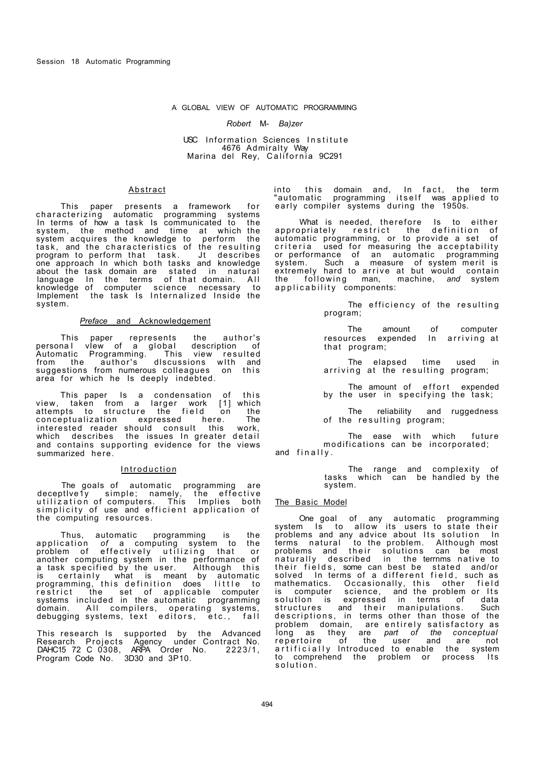# A GLOBAL VIEW OF AUTOMATIC PROGRAMMING

*Robert* M- *Ba)zer*

USC Information Sciences Institute
4676 Admiralty Way
Marina del Rey, California 9C291

## Abstract

This paper presents a framework for characterizing automatic programming systems In terms of how a task Is communicated to the system, the method and time at which the system acquires the knowledge to perform the task, and the characteristics of the resulting program to perform that task. Jt describes one approach In which both tasks and knowledge about the task domain are stated in natural language In the terms of that domain. All knowledge of computer science necessary to Implement the task Is Internalized Inside the system.

## *Preface* and Acknowledgement

This paper represents the author's personal vlew of a global description of Automatic Programming. This view resulted from the author's dlscussions wlth and suggestions from numerous colleagues on this area for which he Is deeply indebted.

This paper Is a condensation of this view, taken from a larger work [1] which attempts to structure the field on the conceptualization expressed here. The interested reader should consult this work, which describes the issues In greater detail and contains supporting evidence for the views summarized here.

## Introduction

The goals of automatic programming are deceptlve1y simple; namely, the effective utilization of computers. This Implies both simplicity of use and efficient application of the computing resources.

Thus, automatic programming is the application *of* a computing system to the problem of effectively utilizing that or another computing system in the performance of a task specified by the user. Although this is certainly what is meant by automatic programming, this definition does little to restrict the set of applicable computer systems included in the automatic programming domain. All compilers, operating systems, debugging systems, text editors, etc., fall into this domain and, In fact, the term "automatic programming itself was applied to early compiler systems during the 1950s.

What is needed, therefore Is to either appropriately restrict the definition of automatic programming, or to provide a set of criteria used for measuring the acceptability or performance of an automatic programming system. Such a measure of system merit is extremely hard to arrive at but would contain the following man, machine, *and* system applicability components:

> The efficiency of the resulting program;
>
> The amount of computer resources expended In arriving at that program;
>
> The elapsed time used in arriving at the resulting program;
>
> The amount of effort expended by the user in specifying the task;
>
> The reliability and ruggedness of the resulting program;
>
> The ease with which future modifications can be incorporated;

and finally.

> The range and complexity of tasks which can be handled by the system.

## The Basic Model

One goal of any automatic programming system Is to allow its users to state their problems and any advice about Its solution In terms natural to the problem. Although most problems and their solutions can be most naturally described in the terrnms native to their fields, some can best be stated and/or solved In terms of a different field, such as mathematics. Occasionally, this other field is computer science, and the problem or Its solutlon is expressed in terms of data structures and their manipulations. Such descriptions, in terms other than those of the problem domain, are entirely satisfactory as long as they are *part of the conceptual* repertoire of the user and are not artificially Introduced to enable the system to comprehend the problem or process Its solution.

This research Is supported by the Advanced Research Projects Agency under Contract No. DAHC15 72 C 0308, ARPA Order No. 2223/1, Program Code No. 3D30 and 3P10.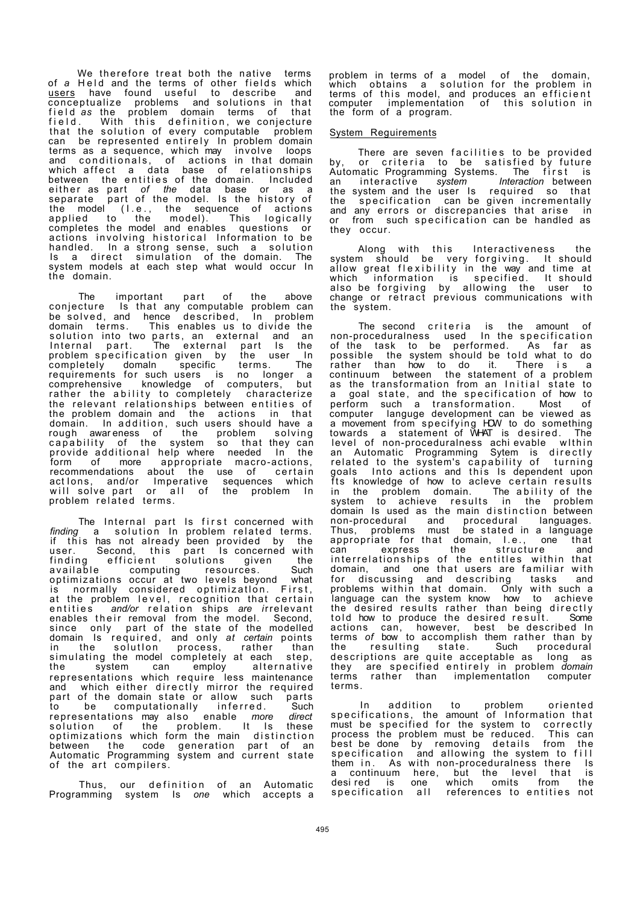We therefore treat both the native terms of *a* Held and the terms of other fields which users have found useful to describe and conceptualize problems and solutions in that field *as* the problem domain terms of that field. With this definition, we conjecture that the solution of every computable problem can be represented entirely In problem domain terms as a sequence, which may involve loops and conditionals, of actions in that domain which affect a data base of relationships between the entities of the domain. Included either as part *of the* data base or as a separate part of the model. Is the history of the model (I.e., the sequence of actions applied to the model). This logically completes the model and enables questions or actions involving historical Information to be handled. In a strong sense, such a solution Is a direct simulation of the domain. The system models at each step what would occur In the domain.

The important part of the above conjecture Is that any computable problem can be solved, and hence described, In problem domain terms. This enables us to divide the solution into two parts, an external and an Internal part. The external part Is the problem specification given by the user In completely domaln specific terms. The requirements for such users is no longer a comprehensive knowledge of computers, but rather the ability to completely characterize the relevant relationships between entities of the problem domain and the actions in that domain. In addition, such users should have a rough awareness of the problem solving capability of the system so that they can provide additional help where needed In the form of more appropriate macro-actions, recommendations about the use of certain actlons, and/or Imperative sequences which will solve part or all of the problem In problem related terms.

The Internal part Is first concerned with *finding* a solution In problem related terms. if this has not already been provided by the user. Second, this part Is concerned with finding efficient solutions given the available computing resources. Such optimizations occur at two levels beyond what is normally considered optimizatlon. First, at the problem level, recognition that certain entities *and/or* relation ships *are i*rrelevant enables their removal from the model. Second, since only part of the state of the modelled domain Is required, and only *at certain* points in the solutlon process, rather than simulating the model completely at each step, the system can employ alternative representations which require less maintenance and which either directly mirror the required part of the domain state or allow such parts to be computationally inferred. Such representations may also enable *more direct* solution of the problem. It Is these optimizations which form the main distinction between the code generation part of an Automatic Programming system and current state of the art compilers.

Thus, our definition of an Automatic Programming system Is *one* which accepts a problem in terms of a model of the domain, which obtains a solution for the problem in terms of this model, and produces an efficient computer implementation of this solution in the form of a program.

## System Requirements

There are seven facilities to be provided by, or criteria to be satisfied by future Automatic Programming Systems. The first is an interactive *system Interaction* between the system and the user Is required so that the specification can be given incrementally and any errors or discrepancies that arise in or from such specification can be handled as they occur.

Along with this Interactiveness the system should be very forgiving. It should allow great flexibility in the way and time at which information is specified. It should also be forgiving by allowing the user to change or retract previous communications with the system.

The second criteria is the amount of non-proceduralness used In the specification of the task to be performed. As far as possible the system should be told what to do rather than how to do it. There is a continuum between the statement of a problem as the transformation from an Initial state to a goal state, and the specification of how to perform such a transformation. Most of computer languge development can be viewed as a movement from specifying HOW to do something towards a statement of WHAT is desired. The level of non-proceduralness achievable wlthin an Automatic Programming Sytem is directly related to the system's capability of turning goals Into actions and this Is dependent upon fts knowledge of how to acieve certain results in the problem domain. The ability of the system to achieve results in the problem domain Is used as the main distinction between non-procedural and procedural languages. Thus, problems must be stated in a language appropriate for that domain, I.e., one that can express the structure and interrelationships of the entites within that domain, and one that users are familiar with for discussing and describing tasks and problems within that domain. Only with such a language can the system know how to achieve the desired results rather than being directly told how to produce the desired result. Some actions can, however, best be described In terms *of* bow to accomplish them rather than by the resulting state. Such procedural descriptions are quite acceptable as long as they are specified entirely in problem *domain* terms rather than implementatlon computer terms.

In addition to problem oriented specifications, the amount of Information that must be specified for the system to correctly process the problem must be reduced. This can best be done by removing details from the specification and allowing the system to fill them in. As with non-proceduralness there Is a continuum here, but the level that is desired is one which omits from the specification all references to entities not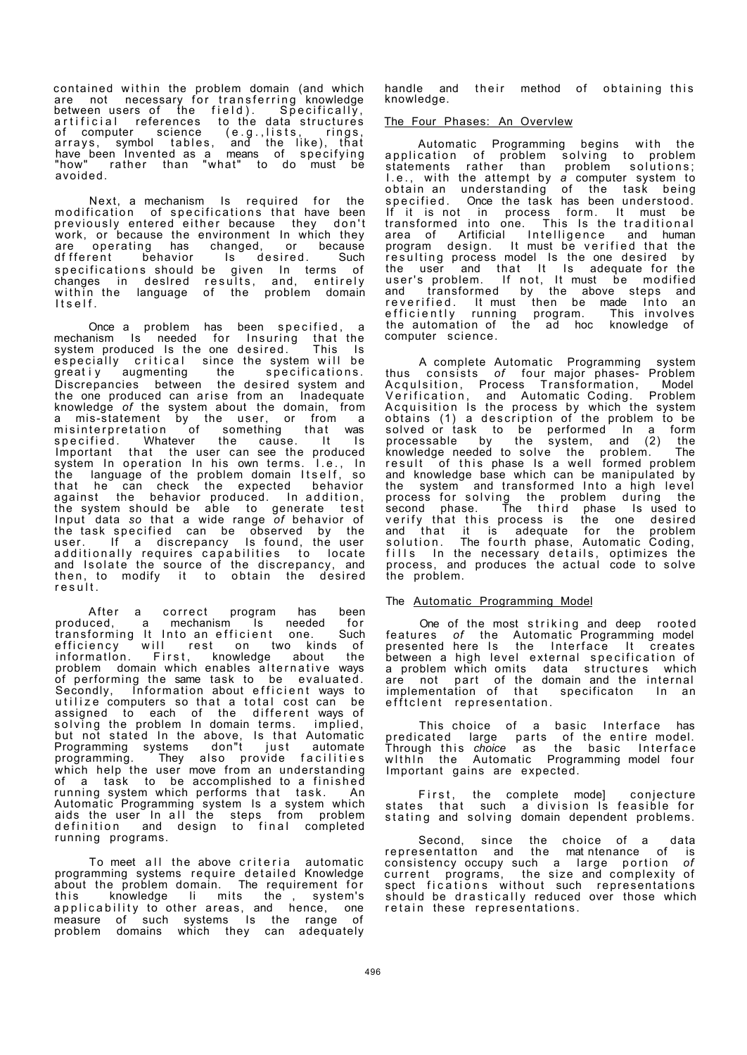contained within the problem domain (and which are not necessary for transferring knowledge between users of the field). Specifically, artificial references to the data structures of computer science (e.g.,lists, rings, arrays, symbol tables, and the like), that have been Invented as a means of specifying "how" rather than "what" to do must be avoided.

Next, a mechanism Is required for the modification of specifications that have been previously entered either because they don't work, or because the environment In which they are operating has changed, or because dffferent behavior Is desired. Such specifications should be given In terms of changes in deslred results, and, entirely within the language of the problem domain Itself.

Once a problem has been specified, a mechanism Is needed for Insuring that the system produced Is the one desired. This Is especially critical since the system will be greatiy augmenting the specifications. Discrepancies between the desired system and the one produced can arise from an Inadequate knowledge of the system about the domain, from a mis-statement by the user, or from a misinterpretation of something that was specified. Whatever the cause. It Is Important that the user can see the produced system In operation In his own terms. I.e., In the language of the problem domain Itself, so that he can check the expected behavior against the behavior produced. In addition, the system should be able to generate test Input data *so* that a wide range of behavior of the task specified can be observed by the user. If a discrepancy Is found, the user additionally requires capabilities to locate and Isolate the source of the discrepancy, and then, to modify it to obtain the desired result.

After a correct program has been produced, a mechanism Is needed for transforming It Into an efficient one. Such efficiency will rest on two kinds of informatlon. First, knowledge about the problem domain which enables alternative ways of performing the same task to be evaluated. Secondly, Information about efficient ways to utilize computers so that a total cost can be assigned to each of the different ways of solving the problem In domain terms. implied, but not stated In the above, Is that Automatic Programming systems don"t just automate programming. They also provide facilities which help the user move from an understanding of a task to be accomplished to a finished running system which performs that task. An Automatic Programming system Is a system which aids the user In all the steps from problem definition and design to final completed running programs.

To meet all the above criteria automatic programming systems require detailed Knowledge about the problem domain. The requirement for this knowledge li mits the , system's applicability to other areas, and hence, one measure of such systems Is the range of problem domains which they can adequately handle and their method of obtaining this knowledge.

## The Four Phases: An Overvlew

Automatic Programming begins with the application of problem solving to problem statements rather than problem solutions; I.e., with the attempt by *a* computer system to obtain an understanding of the task being specified. Once the task has been understood. If it is not in process form. It must be transformed into one. This Is the traditional area of Artificial Intelligence and human program design. It must be verified that the resulting process model Is the one desired by the user and that It Is adequate for the user's problem. If not, It must be modified and transformed by the above steps and reverified. It must then be made Into an efficiently running program. This involves the automation of the ad hoc knowledge of computer science.

A complete Automatic Programming system thus consists *of* four major phases- Problem Acqulsition, Process Transformation, Model Verification, and Automatic Coding. Problem Acquisition Is the process by which the system obtains (1) a description of the problem to be solved or task to be performed In a form processable by the system, and (2) the knowledge needed to solve the problem. The result of this phase Is a well formed problem and knowledge base which can be manipulated by the system and transformed Into a high level process for solving the problem during the second phase. The third phase Is used to verify that this process is the one desired and that it is adequate for the problem solution. The fourth phase, Automatic Coding, fills In the necessary details, optimizes the process, and produces the actual code to solve the problem.

## The Automatic Programming Model

One of the most striking and deep rooted features *of* the Automatic Programming model presented here Is the Interface It creates between a high level external specification of a problem which omits data structures which are not part of the domain and the internal implementation of that specificaton In an efftclent representation.

This choice of a basic Interface has predicated large parts of the entire model. Through this *choice* as the basic Interface wlthln the Automatic Programming model four Important gains are expected.

First, the complete mode] conjecture states that such a division Is feasible for stating and solving domain dependent problems.

Second, since the choice of a data representatton and the mat ntenance of is consistency occupy such a large portion *of* current programs, the size and complexity of spect fications without such representations should be drastically reduced over those which retain these representations.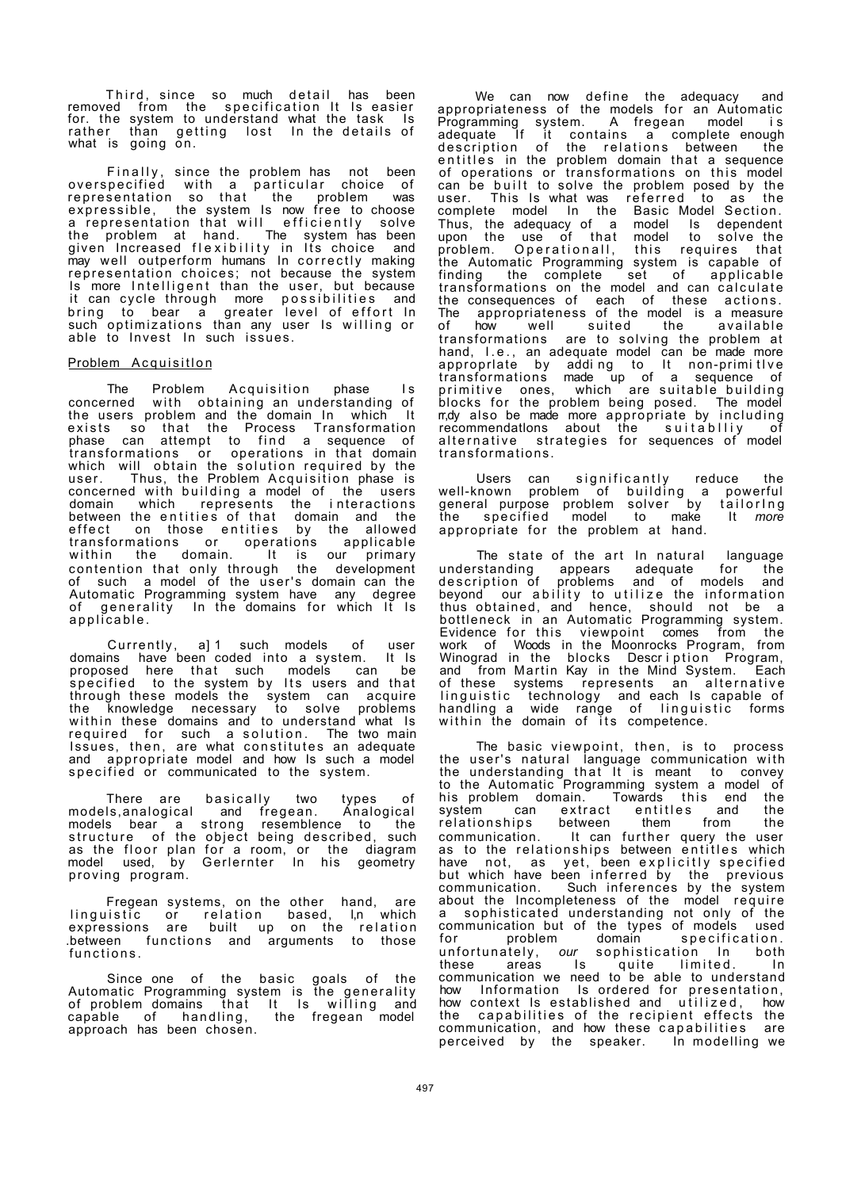Third, since so much detail has been removed from the specification It Is easier for. the system to understand what the task Is rather than getting lost In the details of what is going on.

Finally, since the problem has not been overspecified with a particular choice of representation so that the problem was expressible, the system Is now free to choose a representation that will efficiently solve the problem at hand. The system has been given Increased flexibility in Its choice and may well outperform humans In correctly making representation choices; not because the system Is more Intelligent than the user, but because it can cycle through more possibilities and bring to bear a greater level of effort In such optimizations than any user Is willing or able to Invest In such issues.

## Problem Acquisitlon

The Problem Acquisition phase Is concerned with obtaining an understanding of the users problem and the domain In which It exists so that the Process Transformation phase can attempt to find a sequence of transformations or operations in that domain which will obtain the solution required by the user. Thus, the Problem Acquisition phase is concerned with building a model of the users domain which represents the interactions between the entities of that domain and the effect on those entities by the allowed transformations or operations applicable within the domain. It is our primary contention that only through the development of such a model of the user's domain can the Automatic Programming system have any degree of generality In the domains for which It Is applicable.

Currently, a] 1 such models of user domains have been coded into a system. It Is proposed here that such models can be specified to the system by Its users and that through these models the system can acquire the knowledge necessary to solve problems within these domains and to understand what Is required for such a solution. The two main Issues, then, are what constitutes an adequate and appropriate model and how Is such a model specified or communicated to the system.

There are basically two types of models,analogical and fregean. Analogical models bear a strong resemblance to the structure of the object being described, such as the floor plan for a room, or the diagram model used, by Gerlernter In his geometry proving program.

Fregean systems, on the other hand, are linguistic or relation based, I,n which expressions are built up on the relation .between functions and arguments to those functions.

Since one of the basic goals of the Automatic Programming system is the generality of problem domains that It Is willing and capable of handling, the fregean model approach has been chosen.

We can now define the adequacy and appropriateness of the models for an Automatic Programming system. A fregean model is adequate If it contains a complete enough description of the relations between the entitles in the problem domain that a sequence of operations or transformations on this model can be built to solve the problem posed by the user. This Is what was referred to as the complete model In the Basic Model Section. Thus, the adequacy of a model Is dependent upon the use of that model to solve the problem. Operationall, this requires that the Automatic Programming system is capable of finding the complete set of applicable transformations on the model and can calculate the consequences of each of these actions. The appropriateness of the model is a measure of how well suited the available transformations are to solving the problem at hand, I.e., an adequate model can be made more approprlate by addi ng to It non-primi tlve transformations made up of a sequence of primitive ones, which are suitable building blocks for the problem being posed. The model m,dy also be made more appropriate by including recommendatlons about the suitablliy of alternative strategies for sequences of model transformations.

Users can significantly reduce the well-known problem of building a powerful general purpose problem solver by tailorIng the specified model to make It *more* appropriate for the problem at hand.

The state of the art In natural language understanding appears adequate for the description of problems and of models and beyond our ability to utilize the information thus obtained, and hence, should not be a bottleneck in an Automatic Programming system. Evidence for this viewpoint comes from the work of Woods in the Moonrocks Program, from Winograd in the blocks Descr i ption Program, and from Martin Kay in the Mind System. Each of these systems represents an alternative linguistic technology and each Is capable of handling a wide range of linguistic forms within the domain of its competence.

The basic viewpoint, then, is to process the user's natural language communication with the understanding that It is meant to convey to the Automatic Programming system a model of his problem domain. Towards this end the system can extract entitles and the relationships between them from the communication. It can further query the user as to the relationships between entitles which have not, as yet, been explicitly specified but which have been inferred by the previous communication. Such inferences by the system about the Incompleteness of the model require a sophisticated understanding not only of the communication but of the types of models used for problem domain specification. unfortunately, *our* sophistication In both these areas Is quite limited. In communication we need to be able to understand how Information Is ordered for presentation, how context Is established and utilized, how the capabilities of the recipient effects the communication, and how these capabilities are perceived by the speaker. In modelling we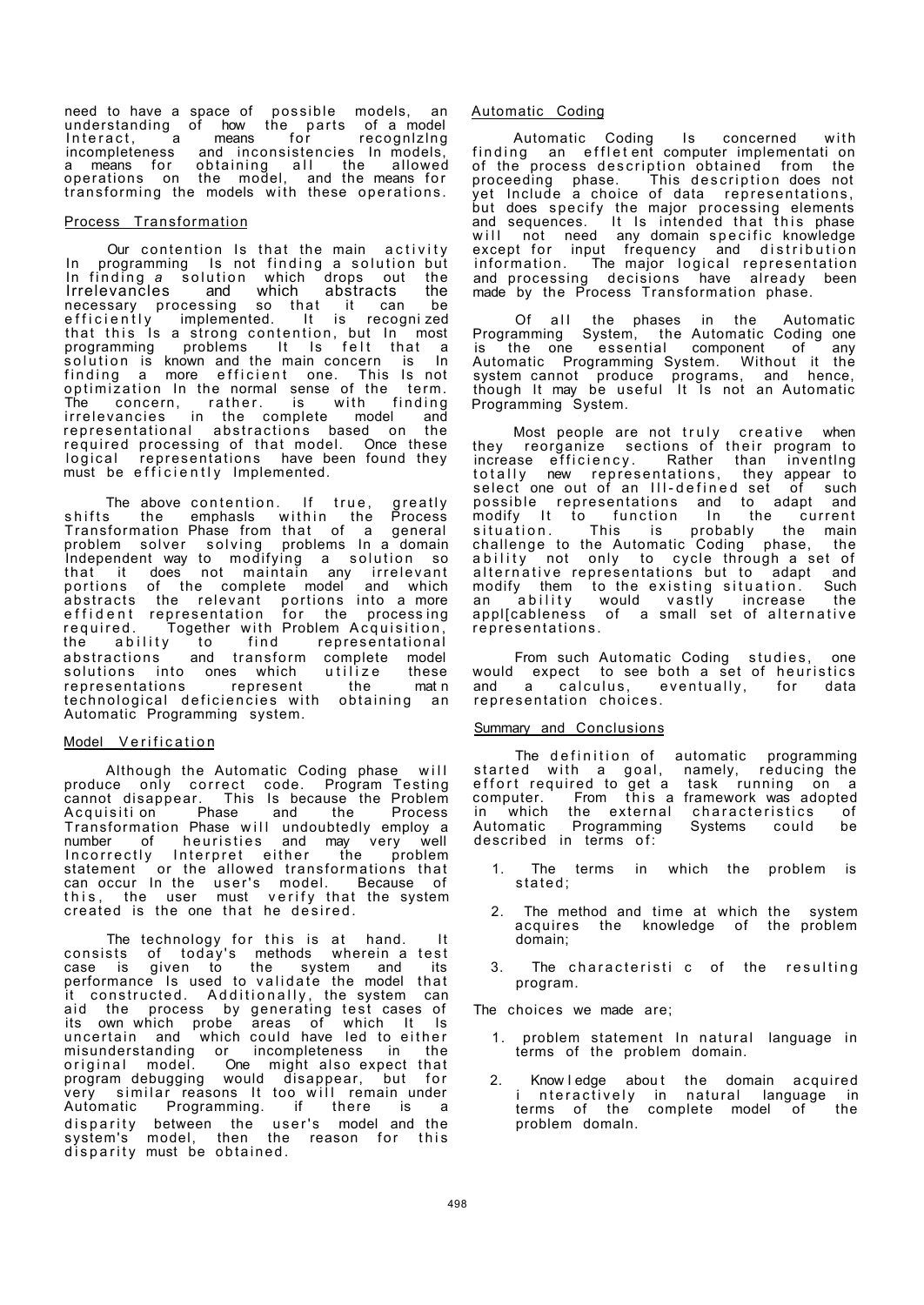need to have a space of possible models, an understanding of how the parts of a model Interact, a means for recognlzlng incompleteness and inconsistencies In models, a means for obtaining all the allowed operations on the model, and the means for transforming the models with these operations.

## Process Transformation

Our contention Is that the main activity In programming Is not finding a solution but In finding *a* solution which drops out the Irrelevancles and which abstracts the necessary processing so that it can be efficiently implemented. It is recogni zed that this Is a strong contention, but In most programming problems It Is felt that a solution is known and the main concern is In finding a more efficient one. This Is not optimization In the normal sense of the term. The concern, rather. is with finding irrelevancies in the complete model and representational abstractions based on the required processing of that model. Once these logical representations have been found they must be efficiently Implemented.

The above contention. If true, greatly shifts the emphasls within the Process Transformation Phase from that of a general problem solver solving problems In a domain Independent way to modifying a solution so that it does not maintain any irrelevant portions of the complete model and which abstracts the relevant portions into a more efficient representation for the process ing required. Together with Problem Acquisition, the ability to find representational abstractions and transform complete model solutions into ones which utilize these representations represent the mat n technological deficiencies with obtaining an Automatic Programming system.

## Model Verification

Although the Automatic Coding phase will produce only correct code. Program Testing cannot disappear. This Is because the Problem Acquisiti on Phase and the Process Transformation Phase will undoubtedly employ a number of heuristies and may very well Incorrectly Interpret either the problem statement or the allowed transformations that can occur In the user's model. Because of this, the user must verify that the system created is the one that he desired.

The technology for this is at hand. It consists of today's methods wherein a test case is given to the system and its performance Is used to validate the model that it constructed. Additionally, the system can aid the process by generating test cases of its own which probe areas of which It Is uncertain and which could have led to either misunderstanding or incompleteness in the original model. One might also expect that program debugging would disappear, but for very similar reasons It too will remain under Automatic Programming. if there is a disparity between the user's model and the system's model, then the reason for this disparity must be obtained.

## Automatic Coding

Automatic Coding Is concerned with finding an efflet ent computer implementati on of the process description obtained from the proceeding phase. This description does not yet Include a choice of data representations, but does specify the major processing elements and sequences. It Is intended that this phase will not need any domain specific knowledge except for input frequency and distribution information. The major logical representation and processing decisions have already been made by the Process Transformation phase.

Of all the phases in the Automatic Programming System, the Automatic Coding one is the one essential component of any Automatic Programming System. Without it the system cannot produce programs, and hence, though It may be useful It Is not an Automatic Programming System.

Most people are not truly creative when they reorganize sections of their program to increase efficiency. Rather than inventlng totally new representations, they appear to select one out of an Ill-defined set of such possible representations and to adapt and modify It to function In the current situation. This is probably the main challenge to the Automatic Coding phase, the ability not only to cycle through a set of alternative representations but to adapt and modify them to the existing situation. Such an ability would vastly increase the appl[cableness of a small set of alternative representations.

From such Automatic Coding studies, one would expect to see both a set of heuristics and a calculus, eventually, for data representation choices.

## Summary and Conclusions

The definition of automatic programming started with a goal, namely, reducing the effort required to get a task running on a computer. From this a framework was adopted in which the external characteristics of Automatic Programming Systems could be described in terms of:

1. The terms in which the problem is stated;
2. The method and time at which the system acquires the knowledge of the problem domain;
3. The characteristi c of the resulting program.

The choices we made are;

1. problem statement In natural language in terms of the problem domain.
2. Know l edge abou t the domain acquired i nteractively in natural language in terms of the complete model of the problem domaln.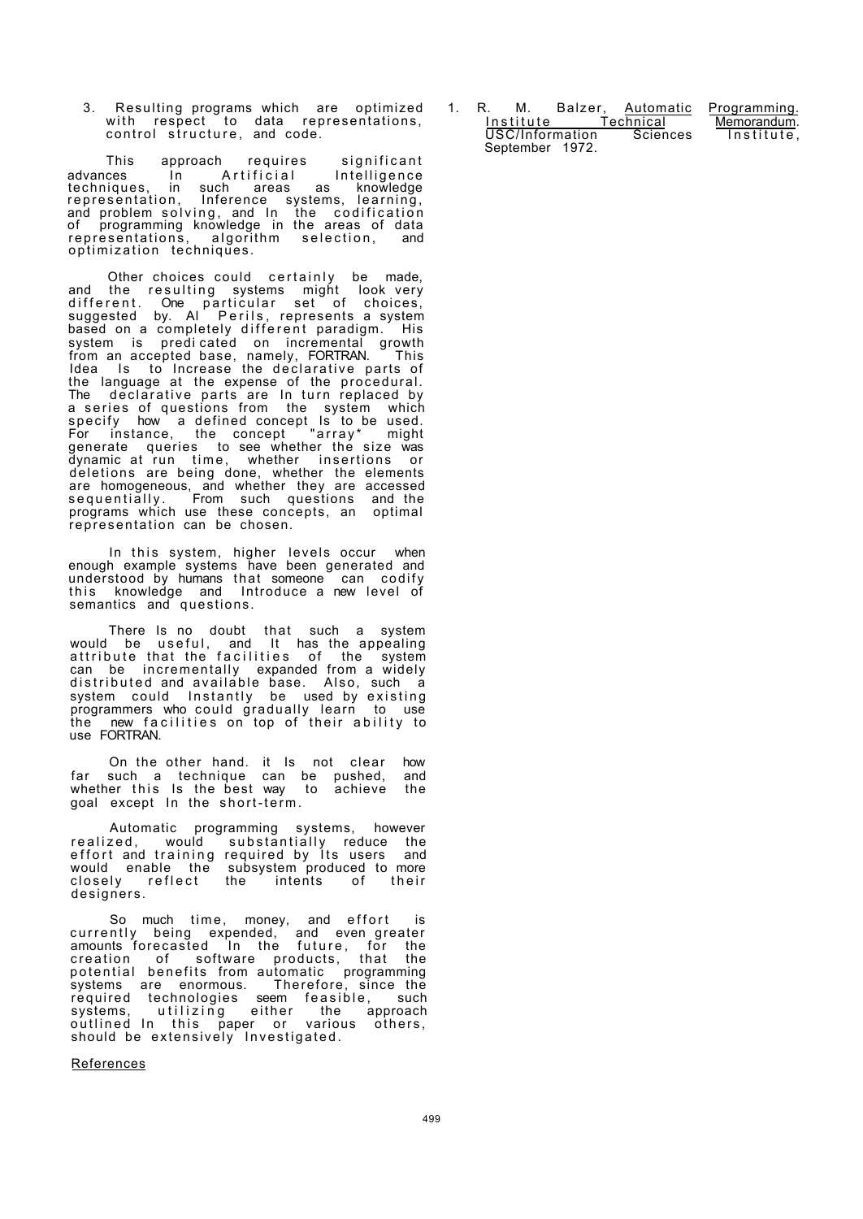3. Resulting programs which are optimized with respect to data representations, control structure, and code.

This approach requires significant advances In Artificial Intelligence techniques, in such areas as knowledge representation, Inference systems, learning, and problem solving, and In the codification of programming knowledge in the areas of data representations, algorithm selection, and optimization techniques.

Other choices could certainly be made, and the resulting systems might look very different. One particular set of choices, suggested by. Al Perils, represents a system based on a completely different paradigm. His system is predicated on incremental growth from an accepted base, namely, FORTRAN. This Idea Is to Increase the declarative parts of the language at the expense of the procedural. The declarative parts are In turn replaced by a series of questions from the system which specify how a defined concept Is to be used. For instance, the concept "array" might generate queries to see whether the size was dynamic at run time, whether insertions or deletions are being done, whether the elements are homogeneous, and whether they are accessed sequentially. From such questions and the programs which use these concepts, an optimal representation can be chosen.

In this system, higher levels occur when enough example systems have been generated and understood by humans that someone can codify this knowledge and Introduce a new level of semantics and questions.

There Is no doubt that such a system would be useful, and It has the appealing attribute that the facilities of the system can be incrementally expanded from a widely distributed and available base. Also, such a system could Instantly be used by existing programmers who could gradually learn to use the new facilities on top of their ability to use FORTRAN.

On the other hand. it Is not clear how far such a technique can be pushed, and whether this Is the best way to achieve the goal except In the short-term.

Automatic programming systems, however realized, would substantially reduce the effort and training required by Its users and would enable the subsystem produced to more closely reflect the intents of their designers.

So much time, money, and effort is currently being expended, and even greater amounts forecasted In the future, for the creation of software products, that the potential benefits from automatic programming systems are enormous. Therefore, since the required technologies seem feasible, such systems, utilizing either the approach outlined In this paper or various others, should be extensively Investigated.

## References

1. R. M. Balzer, Automatic Programming. Institute Technical Memorandum. USC/Information Sciences Institute, September 1972.